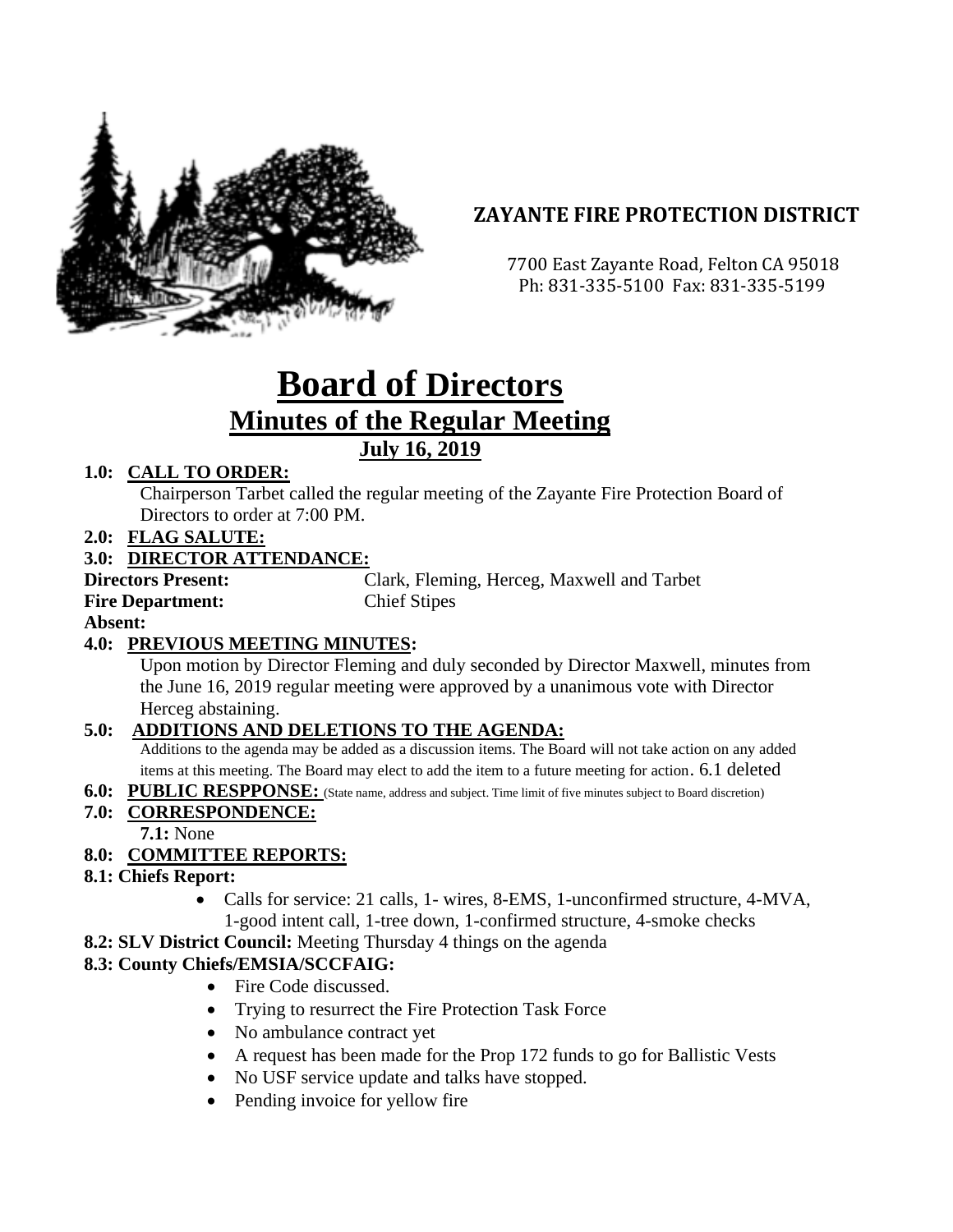## ZAYANTE FIRE PROTECTION DISTRICT

7700 East Zayante Road, Felton CA 95018
Ph: 831-335-5100 Fax: 831-335-5199

# Board of Directors

## Minutes of the Regular Meeting

### July 16, 2019

**1.0: CALL TO ORDER:**

Chairperson Tarbet called the regular meeting of the Zayante Fire Protection Board of Directors to order at 7:00 PM.

**2.0: FLAG SALUTE:**

**3.0: DIRECTOR ATTENDANCE:**

**Directors Present:** Clark, Fleming, Herceg, Maxwell and Tarbet
**Fire Department:** Chief Stipes
**Absent:**

**4.0: PREVIOUS MEETING MINUTES:**

Upon motion by Director Fleming and duly seconded by Director Maxwell, minutes from the June 16, 2019 regular meeting were approved by a unanimous vote with Director Herceg abstaining.

**5.0: ADDITIONS AND DELETIONS TO THE AGENDA:**

Additions to the agenda may be added as a discussion items. The Board will not take action on any added items at this meeting. The Board may elect to add the item to a future meeting for action. 6.1 deleted

**6.0: PUBLIC RESPPONSE:** (State name, address and subject. Time limit of five minutes subject to Board discretion)

**7.0: CORRESPONDENCE:**

**7.1:** None

**8.0: COMMITTEE REPORTS:**

**8.1: Chiefs Report:**

- Calls for service: 21 calls, 1- wires, 8-EMS, 1-unconfirmed structure, 4-MVA, 1-good intent call, 1-tree down, 1-confirmed structure, 4-smoke checks

**8.2: SLV District Council:** Meeting Thursday 4 things on the agenda

**8.3: County Chiefs/EMSIA/SCCFAIG:**

- Fire Code discussed.
- Trying to resurrect the Fire Protection Task Force
- No ambulance contract yet
- A request has been made for the Prop 172 funds to go for Ballistic Vests
- No USF service update and talks have stopped.
- Pending invoice for yellow fire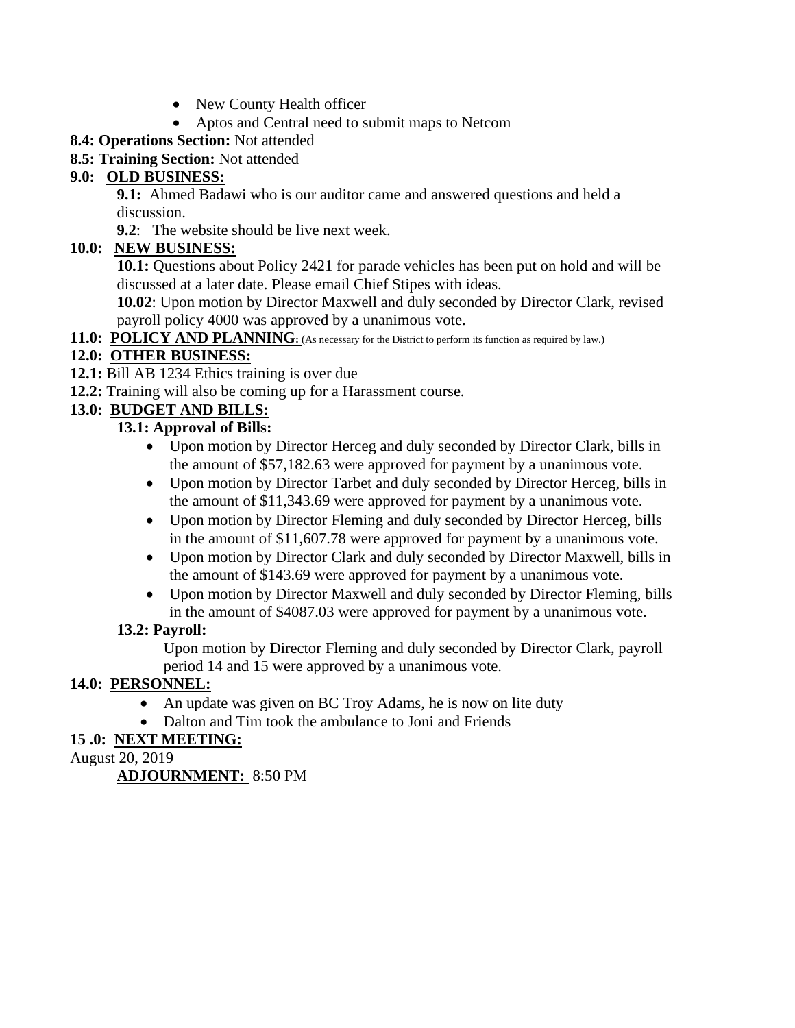- New County Health officer
- Aptos and Central need to submit maps to Netcom

**8.4: Operations Section:** Not attended

**8.5: Training Section:** Not attended

**9.0: OLD BUSINESS:**

**9.1:** Ahmed Badawi who is our auditor came and answered questions and held a discussion.

**9.2**: The website should be live next week.

**10.0: NEW BUSINESS:**

**10.1:** Questions about Policy 2421 for parade vehicles has been put on hold and will be discussed at a later date. Please email Chief Stipes with ideas.

**10.02**: Upon motion by Director Maxwell and duly seconded by Director Clark, revised payroll policy 4000 was approved by a unanimous vote.

**11.0: POLICY AND PLANNING:** (As necessary for the District to perform its function as required by law.)

**12.0: OTHER BUSINESS:**

**12.1:** Bill AB 1234 Ethics training is over due

**12.2:** Training will also be coming up for a Harassment course.

**13.0: BUDGET AND BILLS:**

**13.1: Approval of Bills:**

- Upon motion by Director Herceg and duly seconded by Director Clark, bills in the amount of $57,182.63 were approved for payment by a unanimous vote.
- Upon motion by Director Tarbet and duly seconded by Director Herceg, bills in the amount of $11,343.69 were approved for payment by a unanimous vote.
- Upon motion by Director Fleming and duly seconded by Director Herceg, bills in the amount of $11,607.78 were approved for payment by a unanimous vote.
- Upon motion by Director Clark and duly seconded by Director Maxwell, bills in the amount of $143.69 were approved for payment by a unanimous vote.
- Upon motion by Director Maxwell and duly seconded by Director Fleming, bills in the amount of $4087.03 were approved for payment by a unanimous vote.

**13.2: Payroll:**

Upon motion by Director Fleming and duly seconded by Director Clark, payroll period 14 and 15 were approved by a unanimous vote.

**14.0: PERSONNEL:**

- An update was given on BC Troy Adams, he is now on lite duty
- Dalton and Tim took the ambulance to Joni and Friends

**15 .0: NEXT MEETING:**

August 20, 2019

**ADJOURNMENT:** 8:50 PM